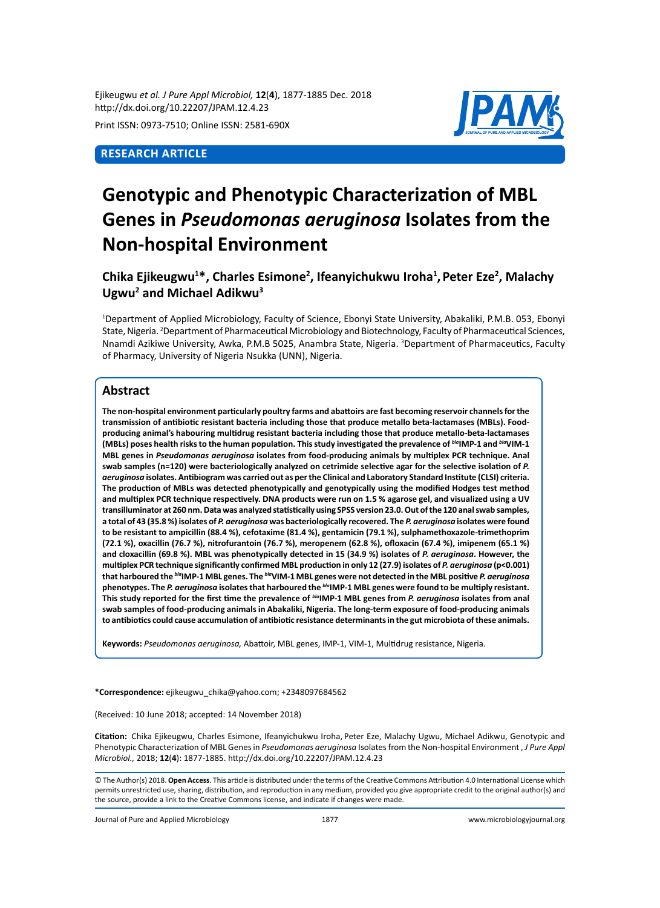RESEARCH ARTICLE

# Genotypic and Phenotypic Characterization of MBL Genes in *Pseudomonas aeruginosa* Isolates from the Non-hospital Environment

**Chika Ejikeugwu[1]*, Charles Esimone[2], Ifeanyichukwu Iroha[1], Peter Eze[2], Malachy Ugwu[2] and Michael Adikwu[3]**

[1]Department of Applied Microbiology, Faculty of Science, Ebonyi State University, Abakaliki, P.M.B. 053, Ebonyi State, Nigeria. [2]Department of Pharmaceutical Microbiology and Biotechnology, Faculty of Pharmaceutical Sciences, Nnamdi Azikiwe University, Awka, P.M.B 5025, Anambra State, Nigeria. [3]Department of Pharmaceutics, Faculty of Pharmacy, University of Nigeria Nsukka (UNN), Nigeria.

## Abstract

**The non-hospital environment particularly poultry farms and abattoirs are fast becoming reservoir channels for the transmission of antibiotic resistant bacteria including those that produce metallo beta-lactamases (MBLs). Food-producing animal's habouring multidrug resistant bacteria including those that produce metallo-beta-lactamases (MBLs) poses health risks to the human population. This study investigated the prevalence of $^{bla}$IMP-1 and $^{bla}$VIM-1 MBL genes in *Pseudomonas aeruginosa* isolates from food-producing animals by multiplex PCR technique. Anal swab samples (n=120) were bacteriologically analyzed on cetrimide selective agar for the selective isolation of *P. aeruginosa* isolates. Antibiogram was carried out as per the Clinical and Laboratory Standard Institute (CLSI) criteria. The production of MBLs was detected phenotypically and genotypically using the modified Hodges test method and multiplex PCR technique respectively. DNA products were run on 1.5 % agarose gel, and visualized using a UV transilluminator at 260 nm. Data was analyzed statistically using SPSS version 23.0. Out of the 120 anal swab samples, a total of 43 (35.8 %) isolates of *P. aeruginosa* was bacteriologically recovered. The *P. aeruginosa* isolates were found to be resistant to ampicillin (88.4 %), cefotaxime (81.4 %), gentamicin (79.1 %), sulphamethoxazole-trimethoprim (72.1 %), oxacillin (76.7 %), nitrofurantoin (76.7 %), meropenem (62.8 %), ofloxacin (67.4 %), imipenem (65.1 %) and cloxacillin (69.8 %). MBL was phenotypically detected in 15 (34.9 %) isolates of *P. aeruginosa*. However, the multiplex PCR technique significantly confirmed MBL production in only 12 (27.9) isolates of *P. aeruginosa* ($p<0.001$) that harboured the $^{bla}$IMP-1 MBL genes. The $^{bla}$VIM-1 MBL genes were not detected in the MBL positive *P. aeruginosa* phenotypes. The *P. aeruginosa* isolates that harboured the $^{bla}$IMP-1 MBL genes were found to be multiply resistant. This study reported for the first time the prevalence of $^{bla}$IMP-1 MBL genes from *P. aeruginosa* isolates from anal swab samples of food-producing animals in Abakaliki, Nigeria. The long-term exposure of food-producing animals to antibiotics could cause accumulation of antibiotic resistance determinants in the gut microbiota of these animals.**

**Keywords:** *Pseudomonas aeruginosa,* Abattoir, MBL genes, IMP-1, VIM-1, Multidrug resistance, Nigeria.

**\*Correspondence:** ejikeugwu_chika@yahoo.com; +2348097684562

(Received: 10 June 2018; accepted: 14 November 2018)

**Citation:** Chika Ejikeugwu, Charles Esimone, Ifeanyichukwu Iroha, Peter Eze, Malachy Ugwu, Michael Adikwu, Genotypic and Phenotypic Characterization of MBL Genes in *Pseudomonas aeruginosa* Isolates from the Non-hospital Environment , *J Pure Appl Microbiol.,* 2018; **12**(**4**): 1877-1885. http://dx.doi.org/10.22207/JPAM.12.4.23

© The Author(s) 2018. **Open Access**. This article is distributed under the terms of the Creative Commons Attribution 4.0 International License which permits unrestricted use, sharing, distribution, and reproduction in any medium, provided you give appropriate credit to the original author(s) and the source, provide a link to the Creative Commons license, and indicate if changes were made.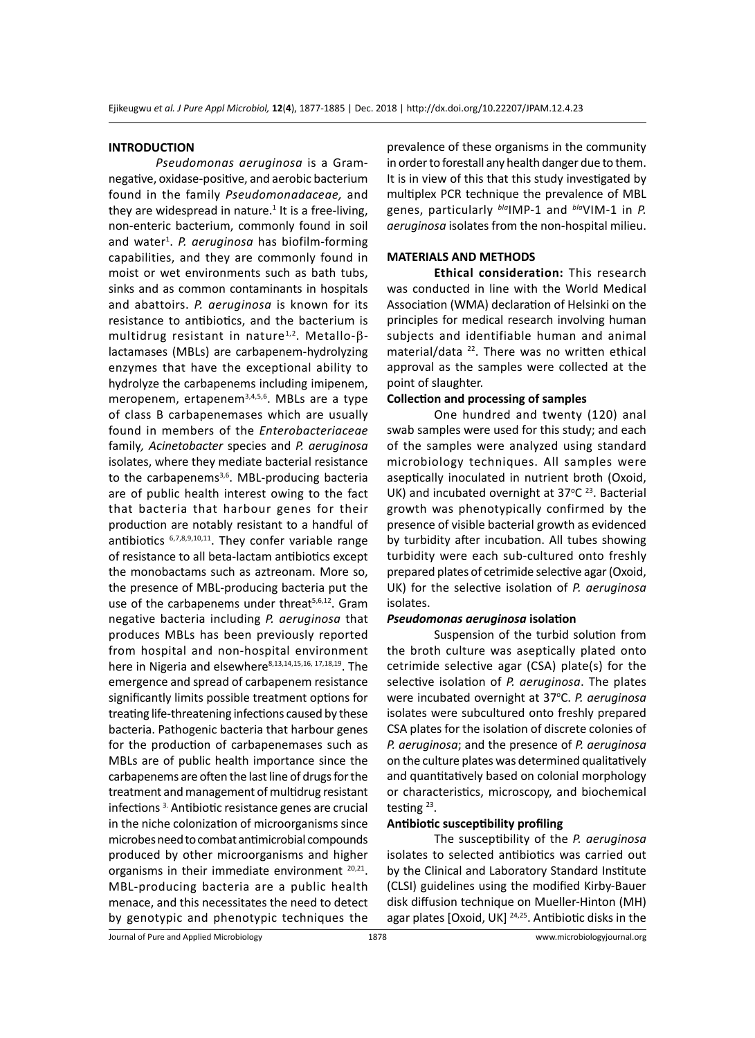## INTRODUCTION

*Pseudomonas aeruginosa* is a Gram-negative, oxidase-positive, and aerobic bacterium found in the family *Pseudomonadaceae,* and they are widespread in nature.[1] It is a free-living, non-enteric bacterium, commonly found in soil and water[1]. *P. aeruginosa* has biofilm-forming capabilities, and they are commonly found in moist or wet environments such as bath tubs, sinks and as common contaminants in hospitals and abattoirs. *P. aeruginosa* is known for its resistance to antibiotics, and the bacterium is multidrug resistant in nature[1,2]. Metallo-$\beta$-lactamases (MBLs) are carbapenem-hydrolyzing enzymes that have the exceptional ability to hydrolyze the carbapenems including imipenem, meropenem, ertapenem[3,4,5,6]. MBLs are a type of class B carbapenemases which are usually found in members of the *Enterobacteriaceae* family*, Acinetobacter* species and *P. aeruginosa* isolates, where they mediate bacterial resistance to the carbapenems[3,6]. MBL-producing bacteria are of public health interest owing to the fact that bacteria that harbour genes for their production are notably resistant to a handful of antibiotics [6,7,8,9,10,11]. They confer variable range of resistance to all beta-lactam antibiotics except the monobactams such as aztreonam. More so, the presence of MBL-producing bacteria put the use of the carbapenems under threat[5,6,12]. Gram negative bacteria including *P. aeruginosa* that produces MBLs has been previously reported from hospital and non-hospital environment here in Nigeria and elsewhere[8,13,14,15,16, 17,18,19]. The emergence and spread of carbapenem resistance significantly limits possible treatment options for treating life-threatening infections caused by these bacteria. Pathogenic bacteria that harbour genes for the production of carbapenemases such as MBLs are of public health importance since the carbapenems are often the last line of drugs for the treatment and management of multidrug resistant infections [3]. Antibiotic resistance genes are crucial in the niche colonization of microorganisms since microbes need to combat antimicrobial compounds produced by other microorganisms and higher organisms in their immediate environment [20,21]. MBL-producing bacteria are a public health menace, and this necessitates the need to detect by genotypic and phenotypic techniques the prevalence of these organisms in the community in order to forestall any health danger due to them. It is in view of this that this study investigated by multiplex PCR technique the prevalence of MBL genes, particularly $^{bla}$IMP-1 and $^{bla}$VIM-1 in *P. aeruginosa* isolates from the non-hospital milieu.

## MATERIALS AND METHODS

**Ethical consideration:** This research was conducted in line with the World Medical Association (WMA) declaration of Helsinki on the principles for medical research involving human subjects and identifiable human and animal material/data [22]. There was no written ethical approval as the samples were collected at the point of slaughter.

### Collection and processing of samples

One hundred and twenty (120) anal swab samples were used for this study; and each of the samples were analyzed using standard microbiology techniques. All samples were aseptically inoculated in nutrient broth (Oxoid, UK) and incubated overnight at 37°C [23]. Bacterial growth was phenotypically confirmed by the presence of visible bacterial growth as evidenced by turbidity after incubation. All tubes showing turbidity were each sub-cultured onto freshly prepared plates of cetrimide selective agar (Oxoid, UK) for the selective isolation of *P. aeruginosa* isolates.

### *Pseudomonas aeruginosa* isolation

Suspension of the turbid solution from the broth culture was aseptically plated onto cetrimide selective agar (CSA) plate(s) for the selective isolation of *P. aeruginosa*. The plates were incubated overnight at 37°C. *P. aeruginosa* isolates were subcultured onto freshly prepared CSA plates for the isolation of discrete colonies of *P. aeruginosa*; and the presence of *P. aeruginosa* on the culture plates was determined qualitatively and quantitatively based on colonial morphology or characteristics, microscopy, and biochemical testing [23].

### Antibiotic susceptibility profiling

The susceptibility of the *P. aeruginosa* isolates to selected antibiotics was carried out by the Clinical and Laboratory Standard Institute (CLSI) guidelines using the modified Kirby-Bauer disk diffusion technique on Mueller-Hinton (MH) agar plates [Oxoid, UK] [24,25]. Antibiotic disks in the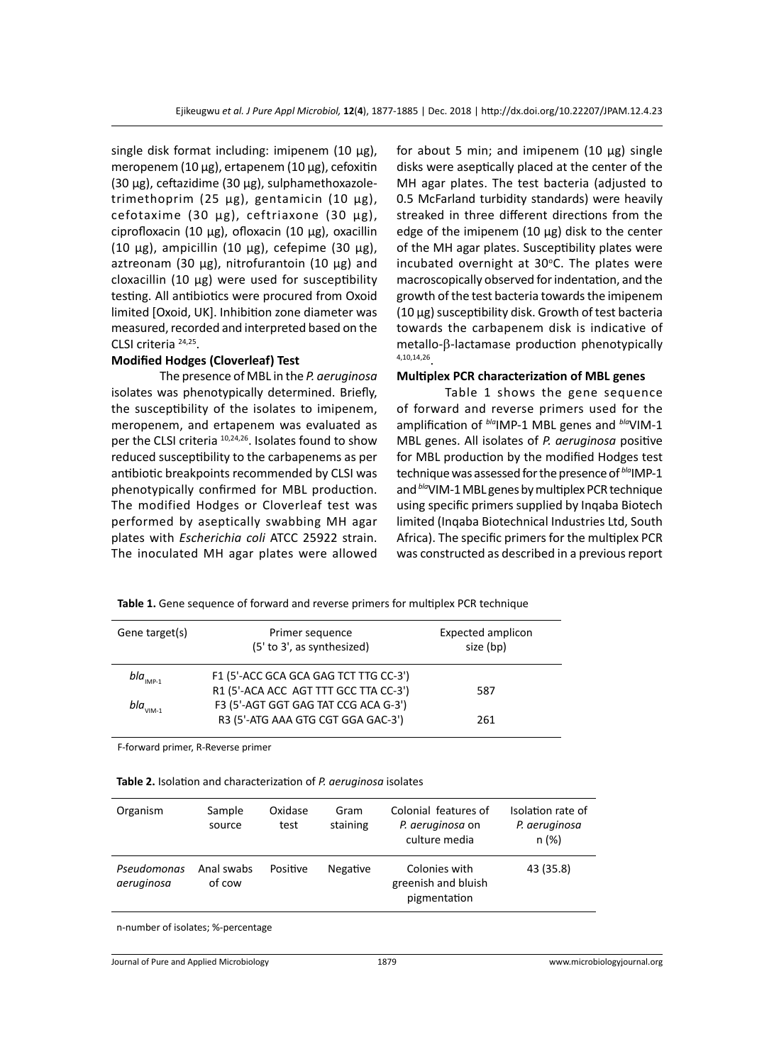single disk format including: imipenem (10 µg), meropenem (10 µg), ertapenem (10 µg), cefoxitin (30 µg), ceftazidime (30 µg), sulphamethoxazole-trimethoprim (25 µg), gentamicin (10 µg), cefotaxime (30 µg), ceftriaxone (30 µg), ciprofloxacin (10 µg), ofloxacin (10 µg), oxacillin (10 µg), ampicillin (10 µg), cefepime (30 µg), aztreonam (30 µg), nitrofurantoin (10 µg) and cloxacillin (10 µg) were used for susceptibility testing. All antibiotics were procured from Oxoid limited [Oxoid, UK]. Inhibition zone diameter was measured, recorded and interpreted based on the CLSI criteria [24,25].

**Modified Hodges (Cloverleaf) Test**

The presence of MBL in the *P. aeruginosa* isolates was phenotypically determined. Briefly, the susceptibility of the isolates to imipenem, meropenem, and ertapenem was evaluated as per the CLSI criteria [10,24,26]. Isolates found to show reduced susceptibility to the carbapenems as per antibiotic breakpoints recommended by CLSI was phenotypically confirmed for MBL production. The modified Hodges or Cloverleaf test was performed by aseptically swabbing MH agar plates with *Escherichia coli* ATCC 25922 strain. The inoculated MH agar plates were allowed for about 5 min; and imipenem (10 µg) single disks were aseptically placed at the center of the MH agar plates. The test bacteria (adjusted to 0.5 McFarland turbidity standards) were heavily streaked in three different directions from the edge of the imipenem (10 µg) disk to the center of the MH agar plates. Susceptibility plates were incubated overnight at 30°C. The plates were macroscopically observed for indentation, and the growth of the test bacteria towards the imipenem (10 µg) susceptibility disk. Growth of test bacteria towards the carbapenem disk is indicative of metallo-β-lactamase production phenotypically [4,10,14,26].

**Multiplex PCR characterization of MBL genes**

Table 1 shows the gene sequence of forward and reverse primers used for the amplification of *bla*IMP-1 MBL genes and *bla*VIM-1 MBL genes. All isolates of *P. aeruginosa* positive for MBL production by the modified Hodges test technique was assessed for the presence of *bla*IMP-1 and *bla*VIM-1 MBL genes by multiplex PCR technique using specific primers supplied by Inqaba Biotech limited (Inqaba Biotechnical Industries Ltd, South Africa). The specific primers for the multiplex PCR was constructed as described in a previous report

**Table 1.** Gene sequence of forward and reverse primers for multiplex PCR technique

| Gene target(s) | Primer sequence (5' to 3', as synthesized) | Expected amplicon size (bp) |
|---|---|---|
| $bla_{IMP-1}$ | F1 (5'-ACC GCA GCA GAG TCT TTG CC-3') | |
| | R1 (5'-ACA ACC AGT TTT GCC TTA CC-3') | 587 |
| $bla_{VIM-1}$ | F3 (5'-AGT GGT GAG TAT CCG ACA G-3') | |
| | R3 (5'-ATG AAA GTG CGT GGA GAC-3') | 261 |

F-forward primer, R-Reverse primer

**Table 2.** Isolation and characterization of *P. aeruginosa* isolates

| Organism | Sample source | Oxidase test | Gram staining | Colonial features of *P. aeruginosa* on culture media | Isolation rate of *P. aeruginosa* n (%) |
|---|---|---|---|---|---|
| *Pseudomonas aeruginosa* | Anal swabs of cow | Positive | Negative | Colonies with greenish and bluish pigmentation | 43 (35.8) |

n-number of isolates; %-percentage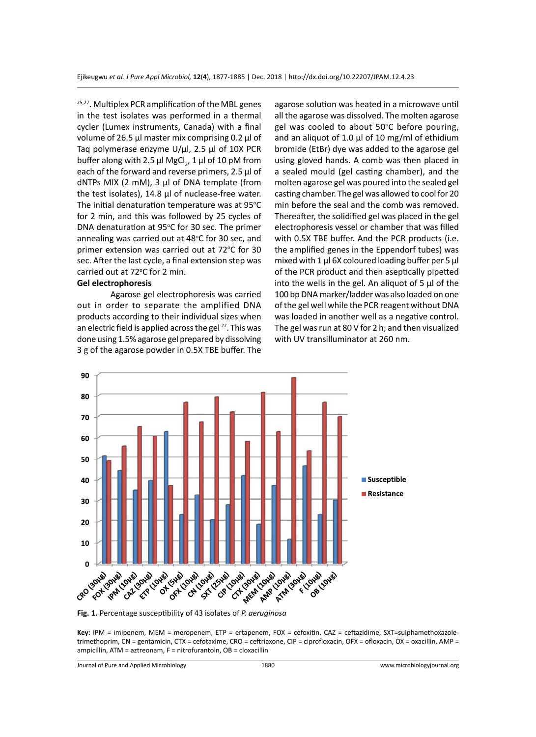[25,27]. Multiplex PCR amplification of the MBL genes in the test isolates was performed in a thermal cycler (Lumex instruments, Canada) with a final volume of 26.5 µl master mix comprising 0.2 µl of Taq polymerase enzyme U/µl, 2.5 µl of 10X PCR buffer along with 2.5 µl $MgCl_2$, 1 µl of 10 pM from each of the forward and reverse primers, 2.5 µl of dNTPs MIX (2 mM), 3 µl of DNA template (from the test isolates), 14.8 µl of nuclease-free water. The initial denaturation temperature was at 95°C for 2 min, and this was followed by 25 cycles of DNA denaturation at 95°C for 30 sec. The primer annealing was carried out at 48°C for 30 sec, and primer extension was carried out at 72°C for 30 sec. After the last cycle, a final extension step was carried out at 72°C for 2 min.

**Gel electrophoresis**

Agarose gel electrophoresis was carried out in order to separate the amplified DNA products according to their individual sizes when an electric field is applied across the gel [27]. This was done using 1.5% agarose gel prepared by dissolving 3 g of the agarose powder in 0.5X TBE buffer. The agarose solution was heated in a microwave until all the agarose was dissolved. The molten agarose gel was cooled to about 50°C before pouring, and an aliquot of 1.0 µl of 10 mg/ml of ethidium bromide (EtBr) dye was added to the agarose gel using gloved hands. A comb was then placed in a sealed mould (gel casting chamber), and the molten agarose gel was poured into the sealed gel casting chamber. The gel was allowed to cool for 20 min before the seal and the comb was removed. Thereafter, the solidified gel was placed in the gel electrophoresis vessel or chamber that was filled with 0.5X TBE buffer. And the PCR products (i.e. the amplified genes in the Eppendorf tubes) was mixed with 1 µl 6X coloured loading buffer per 5 µl of the PCR product and then aseptically pipetted into the wells in the gel. An aliquot of 5 µl of the 100 bp DNA marker/ladder was also loaded on one of the gel well while the PCR reagent without DNA was loaded in another well as a negative control. The gel was run at 80 V for 2 h; and then visualized with UV transilluminator at 260 nm.

**Fig. 1.** Percentage susceptibility of 43 isolates of *P. aeruginosa*

**Key:** IPM = imipenem, MEM = meropenem, ETP = ertapenem, FOX = cefoxitin, CAZ = ceftazidime, SXT=sulphamethoxazole-trimethoprim, CN = gentamicin, CTX = cefotaxime, CRO = ceftriaxone, CIP = ciprofloxacin, OFX = ofloxacin, OX = oxacillin, AMP = ampicillin, ATM = aztreonam, F = nitrofurantoin, OB = cloxacillin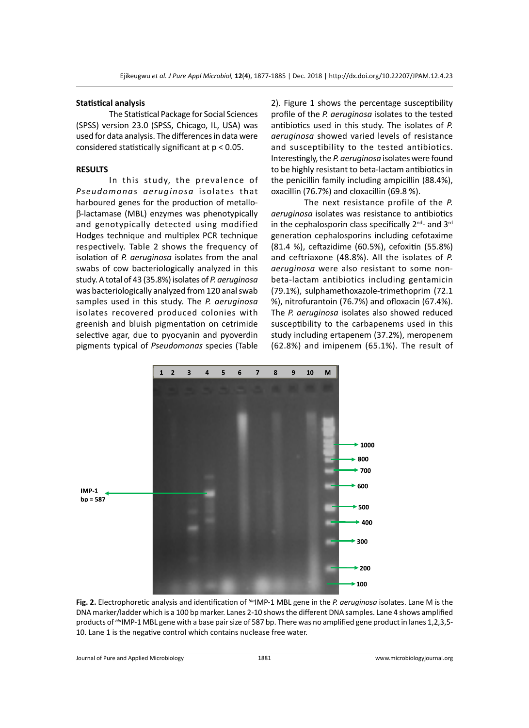### Statistical analysis

The Statistical Package for Social Sciences (SPSS) version 23.0 (SPSS, Chicago, IL, USA) was used for data analysis. The differences in data were considered statistically significant at $p < 0.05$.

## RESULTS

In this study, the prevalence of *Pseudomonas aeruginosa* isolates that harboured genes for the production of metallo-β-lactamase (MBL) enzymes was phenotypically and genotypically detected using modified Hodges technique and multiplex PCR technique respectively. Table 2 shows the frequency of isolation of *P. aeruginosa* isolates from the anal swabs of cow bacteriologically analyzed in this study. A total of 43 (35.8%) isolates of *P. aeruginosa* was bacteriologically analyzed from 120 anal swab samples used in this study. The *P. aeruginosa* isolates recovered produced colonies with greenish and bluish pigmentation on cetrimide selective agar, due to pyocyanin and pyoverdin pigments typical of *Pseudomonas* species (Table 2). Figure 1 shows the percentage susceptibility profile of the *P. aeruginosa* isolates to the tested antibiotics used in this study. The isolates of *P. aeruginosa* showed varied levels of resistance and susceptibility to the tested antibiotics. Interestingly, the *P. aeruginosa* isolates were found to be highly resistant to beta-lactam antibiotics in the penicillin family including ampicillin (88.4%), oxacillin (76.7%) and cloxacillin (69.8 %).

The next resistance profile of the *P. aeruginosa* isolates was resistance to antibiotics in the cephalosporin class specifically 2nd- and 3rd generation cephalosporins including cefotaxime (81.4 %), ceftazidime (60.5%), cefoxitin (55.8%) and ceftriaxone (48.8%). All the isolates of *P. aeruginosa* were also resistant to some non-beta-lactam antibiotics including gentamicin (79.1%), sulphamethoxazole-trimethoprim (72.1 %), nitrofurantoin (76.7%) and ofloxacin (67.4%). The *P. aeruginosa* isolates also showed reduced susceptibility to the carbapenems used in this study including ertapenem (37.2%), meropenem (62.8%) and imipenem (65.1%). The result of

**Fig. 2.** Electrophoretic analysis and identification of *bla*IMP-1 MBL gene in the *P. aeruginosa* isolates. Lane M is the DNA marker/ladder which is a 100 bp marker. Lanes 2-10 shows the different DNA samples. Lane 4 shows amplified products of *bla*IMP-1 MBL gene with a base pair size of 587 bp. There was no amplified gene product in lanes 1,2,3,5-10. Lane 1 is the negative control which contains nuclease free water.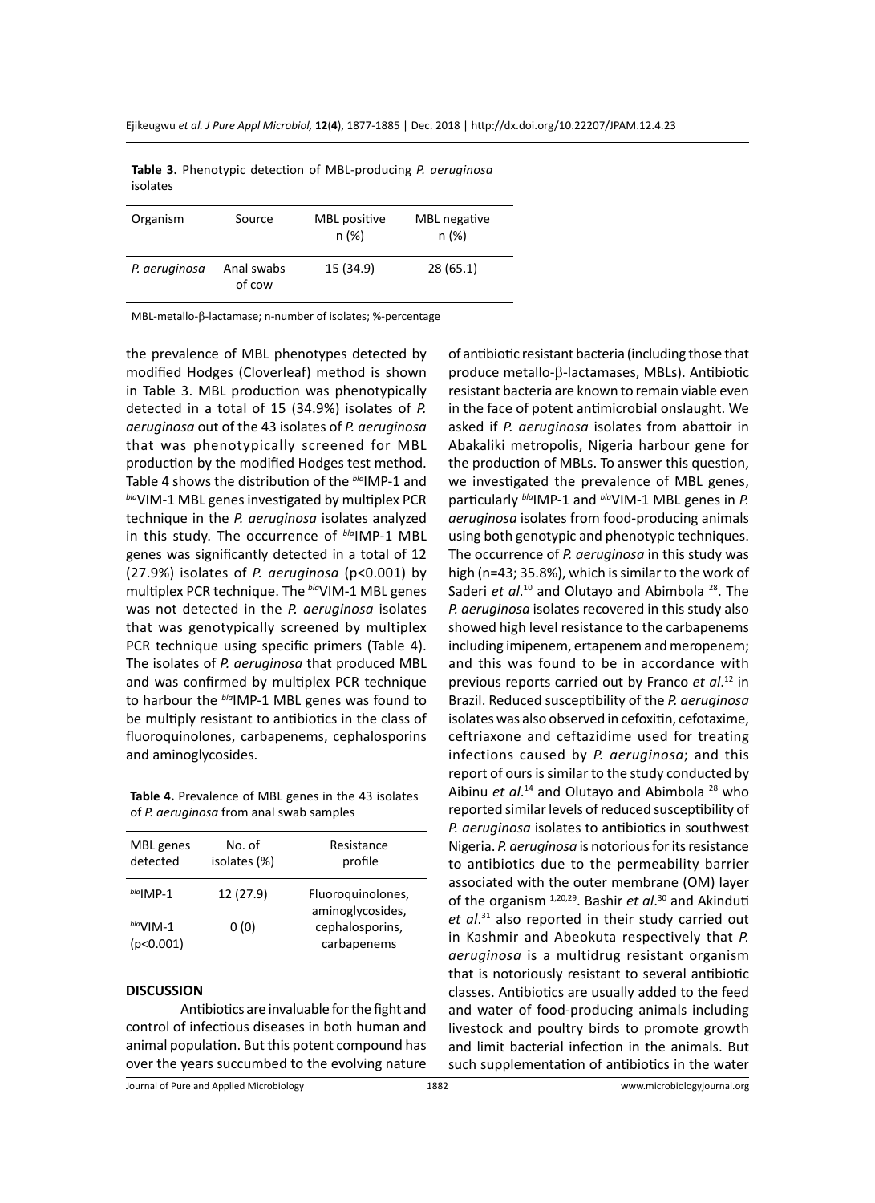**Table 3.** Phenotypic detection of MBL-producing *P. aeruginosa* isolates

| Organism | Source | MBL positive n (%) | MBL negative n (%) |
|---|---|---|---|
| *P. aeruginosa* | Anal swabs of cow | 15 (34.9) | 28 (65.1) |

MBL-metallo-β-lactamase; n-number of isolates; %-percentage

the prevalence of MBL phenotypes detected by modified Hodges (Cloverleaf) method is shown in Table 3. MBL production was phenotypically detected in a total of 15 (34.9%) isolates of *P. aeruginosa* out of the 43 isolates of *P. aeruginosa* that was phenotypically screened for MBL production by the modified Hodges test method. Table 4 shows the distribution of the *bla*IMP-1 and *bla*VIM-1 MBL genes investigated by multiplex PCR technique in the *P. aeruginosa* isolates analyzed in this study. The occurrence of *bla*IMP-1 MBL genes was significantly detected in a total of 12 (27.9%) isolates of *P. aeruginosa* ($p<0.001$) by multiplex PCR technique. The *bla*VIM-1 MBL genes was not detected in the *P. aeruginosa* isolates that was genotypically screened by multiplex PCR technique using specific primers (Table 4). The isolates of *P. aeruginosa* that produced MBL and was confirmed by multiplex PCR technique to harbour the *bla*IMP-1 MBL genes was found to be multiply resistant to antibiotics in the class of fluoroquinolones, carbapenems, cephalosporins and aminoglycosides.

**Table 4.** Prevalence of MBL genes in the 43 isolates of *P. aeruginosa* from anal swab samples

| MBL genes detected | No. of isolates (%) | Resistance profile |
|---|---|---|
| *bla*IMP-1 | 12 (27.9) | Fluoroquinolones, aminoglycosides, cephalosporins, carbapenems |
| *bla*VIM-1 ($p<0.001$) | 0 (0) | |

## DISCUSSION

Antibiotics are invaluable for the fight and control of infectious diseases in both human and animal population. But this potent compound has over the years succumbed to the evolving nature of antibiotic resistant bacteria (including those that produce metallo-β-lactamases, MBLs). Antibiotic resistant bacteria are known to remain viable even in the face of potent antimicrobial onslaught. We asked if *P. aeruginosa* isolates from abattoir in Abakaliki metropolis, Nigeria harbour gene for the production of MBLs. To answer this question, we investigated the prevalence of MBL genes, particularly *bla*IMP-1 and *bla*VIM-1 MBL genes in *P. aeruginosa* isolates from food-producing animals using both genotypic and phenotypic techniques. The occurrence of *P. aeruginosa* in this study was high (n=43; 35.8%), which is similar to the work of Saderi *et al*.[10] and Olutayo and Abimbola [28]. The *P. aeruginosa* isolates recovered in this study also showed high level resistance to the carbapenems including imipenem, ertapenem and meropenem; and this was found to be in accordance with previous reports carried out by Franco *et al*.[12] in Brazil. Reduced susceptibility of the *P. aeruginosa* isolates was also observed in cefoxitin, cefotaxime, ceftriaxone and ceftazidime used for treating infections caused by *P. aeruginosa*; and this report of ours is similar to the study conducted by Aibinu *et al*.[14] and Olutayo and Abimbola [28] who reported similar levels of reduced susceptibility of *P. aeruginosa* isolates to antibiotics in southwest Nigeria. *P. aeruginosa* is notorious for its resistance to antibiotics due to the permeability barrier associated with the outer membrane (OM) layer of the organism [1,20,29]. Bashir *et al*.[30] and Akinduti *et al*.[31] also reported in their study carried out in Kashmir and Abeokuta respectively that *P. aeruginosa* is a multidrug resistant organism that is notoriously resistant to several antibiotic classes. Antibiotics are usually added to the feed and water of food-producing animals including livestock and poultry birds to promote growth and limit bacterial infection in the animals. But such supplementation of antibiotics in the water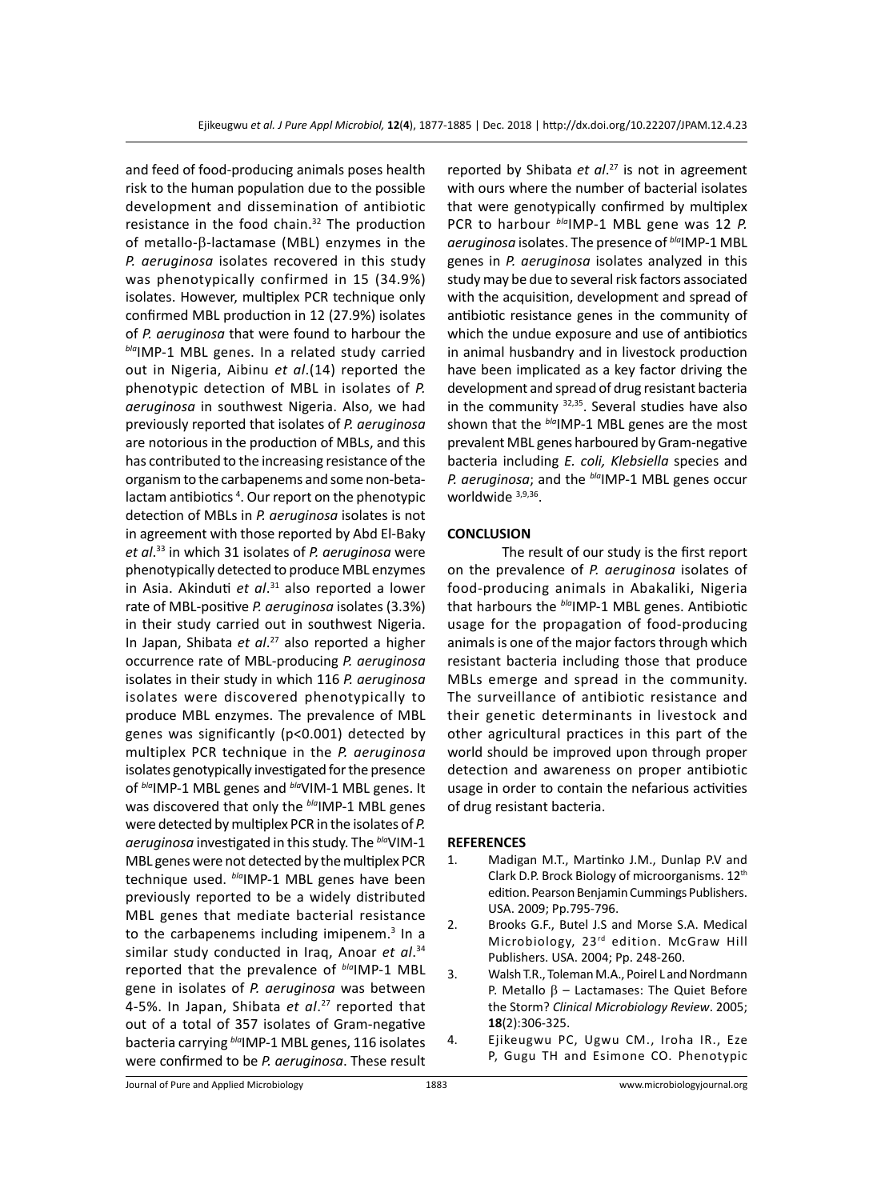and feed of food-producing animals poses health risk to the human population due to the possible development and dissemination of antibiotic resistance in the food chain.[32] The production of metallo-β-lactamase (MBL) enzymes in the *P. aeruginosa* isolates recovered in this study was phenotypically confirmed in 15 (34.9%) isolates. However, multiplex PCR technique only confirmed MBL production in 12 (27.9%) isolates of *P. aeruginosa* that were found to harbour the *bla*IMP-1 MBL genes. In a related study carried out in Nigeria, Aibinu *et al*.(14) reported the phenotypic detection of MBL in isolates of *P. aeruginosa* in southwest Nigeria. Also, we had previously reported that isolates of *P. aeruginosa* are notorious in the production of MBLs, and this has contributed to the increasing resistance of the organism to the carbapenems and some non-beta-lactam antibiotics [4]. Our report on the phenotypic detection of MBLs in *P. aeruginosa* isolates is not in agreement with those reported by Abd El-Baky *et al*.[33] in which 31 isolates of *P. aeruginosa* were phenotypically detected to produce MBL enzymes in Asia. Akinduti *et al*.[31] also reported a lower rate of MBL-positive *P. aeruginosa* isolates (3.3%) in their study carried out in southwest Nigeria. In Japan, Shibata *et al*.[27] also reported a higher occurrence rate of MBL-producing *P. aeruginosa* isolates in their study in which 116 *P. aeruginosa* isolates were discovered phenotypically to produce MBL enzymes. The prevalence of MBL genes was significantly ($p<0.001$) detected by multiplex PCR technique in the *P. aeruginosa* isolates genotypically investigated for the presence of *bla*IMP-1 MBL genes and *bla*VIM-1 MBL genes. It was discovered that only the *bla*IMP-1 MBL genes were detected by multiplex PCR in the isolates of *P. aeruginosa* investigated in this study. The *bla*VIM-1 MBL genes were not detected by the multiplex PCR technique used. *bla*IMP-1 MBL genes have been previously reported to be a widely distributed MBL genes that mediate bacterial resistance to the carbapenems including imipenem.[3] In a similar study conducted in Iraq, Anoar *et al*.[34] reported that the prevalence of *bla*IMP-1 MBL gene in isolates of *P. aeruginosa* was between 4-5%. In Japan, Shibata *et al*.[27] reported that out of a total of 357 isolates of Gram-negative bacteria carrying *bla*IMP-1 MBL genes, 116 isolates were confirmed to be *P. aeruginosa*. These result reported by Shibata *et al*.[27] is not in agreement with ours where the number of bacterial isolates that were genotypically confirmed by multiplex PCR to harbour *bla*IMP-1 MBL gene was 12 *P. aeruginosa* isolates. The presence of *bla*IMP-1 MBL genes in *P. aeruginosa* isolates analyzed in this study may be due to several risk factors associated with the acquisition, development and spread of antibiotic resistance genes in the community of which the undue exposure and use of antibiotics in animal husbandry and in livestock production have been implicated as a key factor driving the development and spread of drug resistant bacteria in the community [32,35]. Several studies have also shown that the *bla*IMP-1 MBL genes are the most prevalent MBL genes harboured by Gram-negative bacteria including *E. coli, Klebsiella* species and *P. aeruginosa*; and the *bla*IMP-1 MBL genes occur worldwide [3,9,36].

## CONCLUSION

The result of our study is the first report on the prevalence of *P. aeruginosa* isolates of food-producing animals in Abakaliki, Nigeria that harbours the *bla*IMP-1 MBL genes. Antibiotic usage for the propagation of food-producing animals is one of the major factors through which resistant bacteria including those that produce MBLs emerge and spread in the community. The surveillance of antibiotic resistance and their genetic determinants in livestock and other agricultural practices in this part of the world should be improved upon through proper detection and awareness on proper antibiotic usage in order to contain the nefarious activities of drug resistant bacteria.

## REFERENCES

1. Madigan M.T., Martinko J.M., Dunlap P.V and Clark D.P. Brock Biology of microorganisms. 12th edition. Pearson Benjamin Cummings Publishers. USA. 2009; Pp.795-796.
2. Brooks G.F., Butel J.S and Morse S.A. Medical Microbiology, 23rd edition. McGraw Hill Publishers. USA. 2004; Pp. 248-260.
3. Walsh T.R., Toleman M.A., Poirel L and Nordmann P. Metallo β – Lactamases: The Quiet Before the Storm? *Clinical Microbiology Review*. 2005; **18**(2):306-325.
4. Ejikeugwu PC, Ugwu CM., Iroha IR., Eze P, Gugu TH and Esimone CO. Phenotypic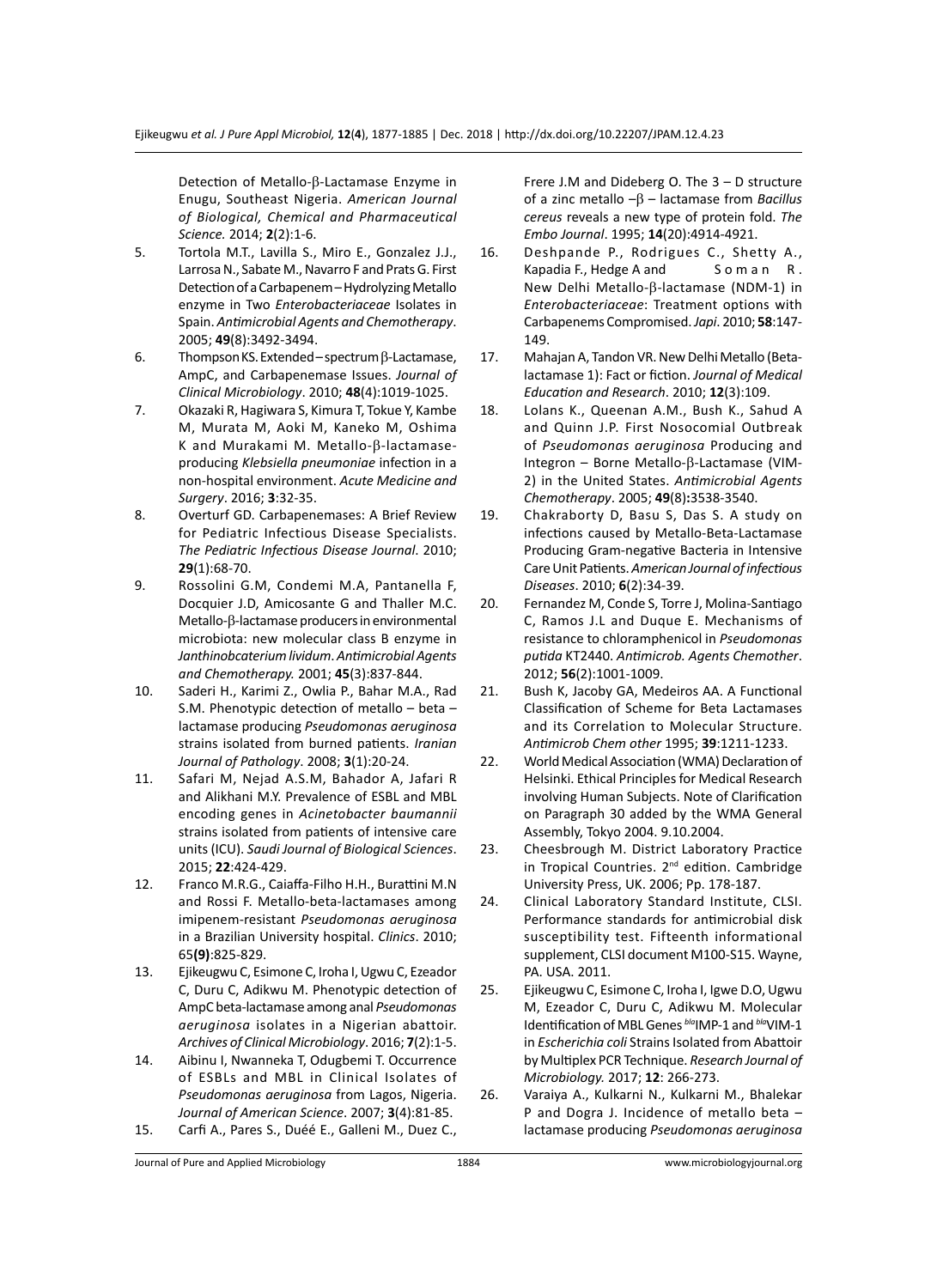Detection of Metallo-β-Lactamase Enzyme in Enugu, Southeast Nigeria. *American Journal of Biological, Chemical and Pharmaceutical Science.* 2014; **2**(2):1-6.

5. Tortola M.T., Lavilla S., Miro E., Gonzalez J.J., Larrosa N., Sabate M., Navarro F and Prats G. First Detection of a Carbapenem – Hydrolyzing Metallo enzyme in Two *Enterobacteriaceae* Isolates in Spain. *Antimicrobial Agents and Chemotherapy*. 2005; **49**(8):3492-3494.
6. Thompson KS. Extended – spectrum β-Lactamase, AmpC, and Carbapenemase Issues. *Journal of Clinical Microbiology*. 2010; **48**(4):1019-1025.
7. Okazaki R, Hagiwara S, Kimura T, Tokue Y, Kambe M, Murata M, Aoki M, Kaneko M, Oshima K and Murakami M. Metallo-β-lactamase-producing *Klebsiella pneumoniae* infection in a non-hospital environment. *Acute Medicine and Surgery*. 2016; **3**:32-35.
8. Overturf GD. Carbapenemases: A Brief Review for Pediatric Infectious Disease Specialists. *The Pediatric Infectious Disease Journal*. 2010; **29**(1):68-70.
9. Rossolini G.M, Condemi M.A, Pantanella F, Docquier J.D, Amicosante G and Thaller M.C. Metallo-β-lactamase producers in environmental microbiota: new molecular class B enzyme in *Janthinobcaterium lividum*. *Antimicrobial Agents and Chemotherapy.* 2001; **45**(3):837-844.
10. Saderi H., Karimi Z., Owlia P., Bahar M.A., Rad S.M. Phenotypic detection of metallo – beta – lactamase producing *Pseudomonas aeruginosa* strains isolated from burned patients. *Iranian Journal of Pathology*. 2008; **3**(1):20-24.
11. Safari M, Nejad A.S.M, Bahador A, Jafari R and Alikhani M.Y. Prevalence of ESBL and MBL encoding genes in *Acinetobacter baumannii* strains isolated from patients of intensive care units (ICU). *Saudi Journal of Biological Sciences*. 2015; **22**:424-429.
12. Franco M.R.G., Caiaffa-Filho H.H., Burattini M.N and Rossi F. Metallo-beta-lactamases among imipenem-resistant *Pseudomonas aeruginosa* in a Brazilian University hospital. *Clinics*. 2010; 65**(9)**:825-829.
13. Ejikeugwu C, Esimone C, Iroha I, Ugwu C, Ezeador C, Duru C, Adikwu M. Phenotypic detection of AmpC beta-lactamase among anal *Pseudomonas aeruginosa* isolates in a Nigerian abattoir. *Archives of Clinical Microbiology*. 2016; **7**(2):1-5.
14. Aibinu I, Nwanneka T, Odugbemi T. Occurrence of ESBLs and MBL in Clinical Isolates of *Pseudomonas aeruginosa* from Lagos, Nigeria. *Journal of American Science*. 2007; **3**(4):81-85.
15. Carfi A., Pares S., Duéé E., Galleni M., Duez C., Frere J.M and Dideberg O. The 3 – D structure of a zinc metallo –β – lactamase from *Bacillus cereus* reveals a new type of protein fold. *The Embo Journal*. 1995; **14**(20):4914-4921.
16. Deshpande P., Rodrigues C., Shetty A., Kapadia F., Hedge A and Soman R. New Delhi Metallo-β-lactamase (NDM-1) in *Enterobacteriaceae*: Treatment options with Carbapenems Compromised. *Japi*. 2010; **58**:147-149.
17. Mahajan A, Tandon VR. New Delhi Metallo (Beta-lactamase 1): Fact or fiction. *Journal of Medical Education and Research*. 2010; **12**(3):109.
18. Lolans K., Queenan A.M., Bush K., Sahud A and Quinn J.P. First Nosocomial Outbreak of *Pseudomonas aeruginosa* Producing and Integron – Borne Metallo-β-Lactamase (VIM-2) in the United States. *Antimicrobial Agents Chemotherapy*. 2005; **49**(8)**:**3538-3540.
19. Chakraborty D, Basu S, Das S. A study on infections caused by Metallo-Beta-Lactamase Producing Gram-negative Bacteria in Intensive Care Unit Patients. *American Journal of infectious Diseases*. 2010; **6**(2):34-39.
20. Fernandez M, Conde S, Torre J, Molina-Santiago C, Ramos J.L and Duque E. Mechanisms of resistance to chloramphenicol in *Pseudomonas putida* KT2440. *Antimicrob. Agents Chemother*. 2012; **56**(2):1001-1009.
21. Bush K, Jacoby GA, Medeiros AA. A Functional Classification of Scheme for Beta Lactamases and its Correlation to Molecular Structure. *Antimicrob Chem other* 1995; **39**:1211-1233.
22. World Medical Association (WMA) Declaration of Helsinki. Ethical Principles for Medical Research involving Human Subjects. Note of Clarification on Paragraph 30 added by the WMA General Assembly, Tokyo 2004. 9.10.2004.
23. Cheesbrough M. District Laboratory Practice in Tropical Countries. 2nd edition. Cambridge University Press, UK. 2006; Pp. 178-187.
24. Clinical Laboratory Standard Institute, CLSI. Performance standards for antimicrobial disk susceptibility test. Fifteenth informational supplement, CLSI document M100-S15. Wayne, PA. USA. 2011.
25. Ejikeugwu C, Esimone C, Iroha I, Igwe D.O, Ugwu M, Ezeador C, Duru C, Adikwu M. Molecular Identification of MBL Genes *bla*IMP-1 and *bla*VIM-1 in *Escherichia coli* Strains Isolated from Abattoir by Multiplex PCR Technique. *Research Journal of Microbiology.* 2017; **12**: 266-273.
26. Varaiya A., Kulkarni N., Kulkarni M., Bhalekar P and Dogra J. Incidence of metallo beta – lactamase producing *Pseudomonas aeruginosa*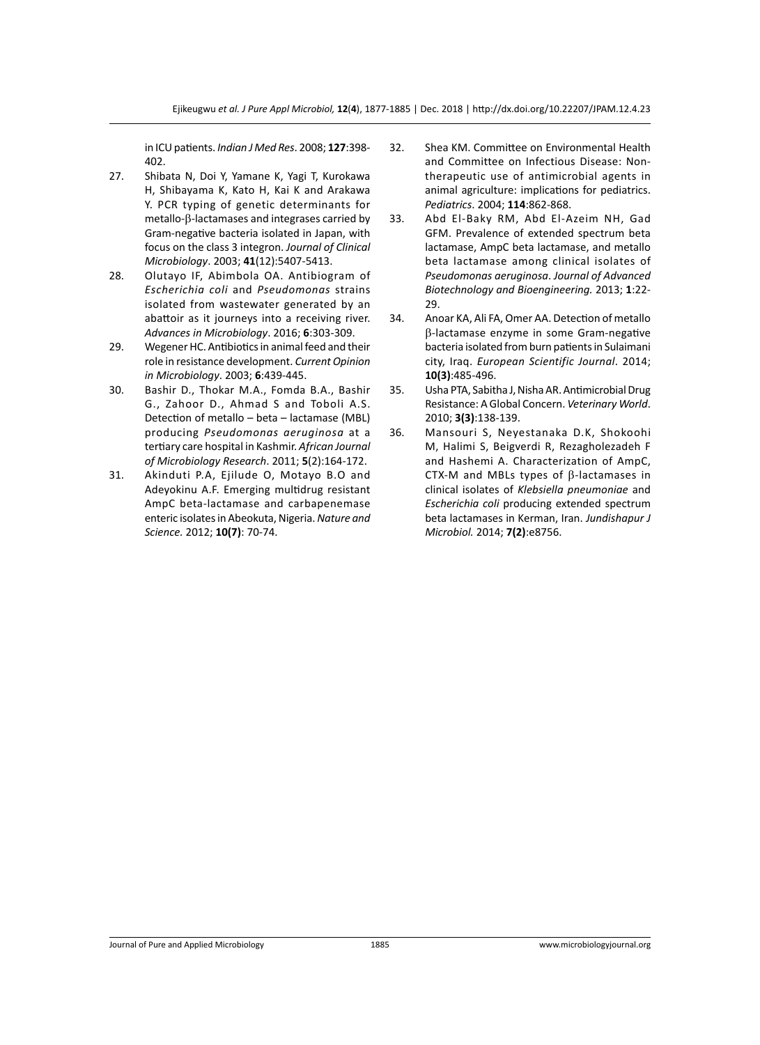in ICU patients. *Indian J Med Res*. 2008; **127**:398-402.

27. Shibata N, Doi Y, Yamane K, Yagi T, Kurokawa H, Shibayama K, Kato H, Kai K and Arakawa Y. PCR typing of genetic determinants for metallo-β-lactamases and integrases carried by Gram-negative bacteria isolated in Japan, with focus on the class 3 integron. *Journal of Clinical Microbiology*. 2003; **41**(12):5407-5413.
28. Olutayo IF, Abimbola OA. Antibiogram of *Escherichia coli* and *Pseudomonas* strains isolated from wastewater generated by an abattoir as it journeys into a receiving river. *Advances in Microbiology*. 2016; **6**:303-309.
29. Wegener HC. Antibiotics in animal feed and their role in resistance development. *Current Opinion in Microbiology*. 2003; **6**:439-445.
30. Bashir D., Thokar M.A., Fomda B.A., Bashir G., Zahoor D., Ahmad S and Toboli A.S. Detection of metallo – beta – lactamase (MBL) producing *Pseudomonas aeruginosa* at a tertiary care hospital in Kashmir. *African Journal of Microbiology Research*. 2011; **5**(2):164-172.
31. Akinduti P.A, Ejilude O, Motayo B.O and Adeyokinu A.F. Emerging multidrug resistant AmpC beta-lactamase and carbapenemase enteric isolates in Abeokuta, Nigeria. *Nature and Science.* 2012; **10(7)**: 70-74.
32. Shea KM. Committee on Environmental Health and Committee on Infectious Disease: Non-therapeutic use of antimicrobial agents in animal agriculture: implications for pediatrics. *Pediatrics*. 2004; **114**:862-868.
33. Abd El-Baky RM, Abd El-Azeim NH, Gad GFM. Prevalence of extended spectrum beta lactamase, AmpC beta lactamase, and metallo beta lactamase among clinical isolates of *Pseudomonas aeruginosa*. *Journal of Advanced Biotechnology and Bioengineering.* 2013; **1**:22-29.
34. Anoar KA, Ali FA, Omer AA. Detection of metallo β-lactamase enzyme in some Gram-negative bacteria isolated from burn patients in Sulaimani city, Iraq. *European Scientific Journal*. 2014; **10(3)**:485-496.
35. Usha PTA, Sabitha J, Nisha AR. Antimicrobial Drug Resistance: A Global Concern. *Veterinary World*. 2010; **3(3)**:138-139.
36. Mansouri S, Neyestanaka D.K, Shokoohi M, Halimi S, Beigverdi R, Rezagholezadeh F and Hashemi A. Characterization of AmpC, CTX-M and MBLs types of β-lactamases in clinical isolates of *Klebsiella pneumoniae* and *Escherichia coli* producing extended spectrum beta lactamases in Kerman, Iran. *Jundishapur J Microbiol.* 2014; **7(2)**:e8756.